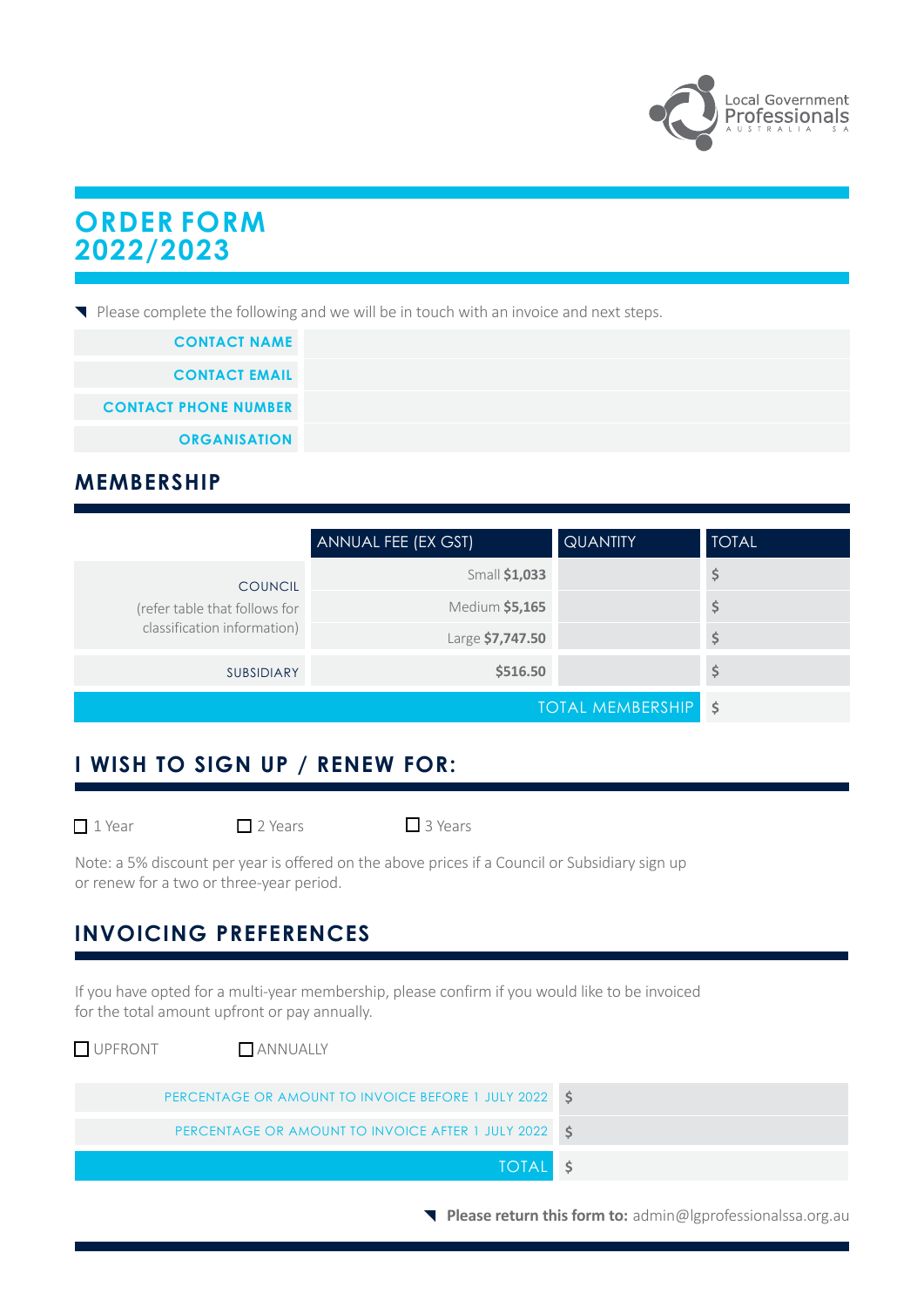Local Government Professionals Australia SA

# ORDER FORM 2022/2023

Please complete the following and we will be in touch with an invoice and next steps.

| | |
|---|---|
| CONTACT NAME | |
| CONTACT EMAIL | |
| CONTACT PHONE NUMBER | |
| ORGANISATION | |

## MEMBERSHIP

| | ANNUAL FEE (EX GST) | QUANTITY | TOTAL |
|---|---|---|---|
| COUNCIL (refer table that follows for classification information) | Small **$1,033** | | $ |
| | Medium **$5,165** | | $ |
| | Large **$7,747.50** | | $ |
| SUBSIDIARY | **$516.50** | | $ |
| | | TOTAL MEMBERSHIP | $ |

## I WISH TO SIGN UP / RENEW FOR:

☐ 1 Year ☐ 2 Years ☐ 3 Years

Note: a 5% discount per year is offered on the above prices if a Council or Subsidiary sign up or renew for a two or three-year period.

## INVOICING PREFERENCES

If you have opted for a multi-year membership, please confirm if you would like to be invoiced for the total amount upfront or pay annually.

☐ UPFRONT ☐ ANNUALLY

| | |
|---|---|
| PERCENTAGE OR AMOUNT TO INVOICE BEFORE 1 JULY 2022 | $ |
| PERCENTAGE OR AMOUNT TO INVOICE AFTER 1 JULY 2022 | $ |
| TOTAL | $ |

**Please return this form to:** admin@lgprofessionalssa.org.au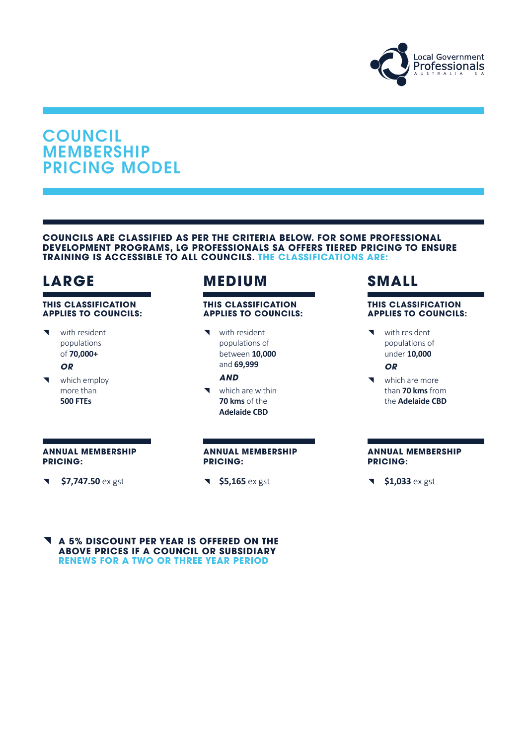# COUNCIL MEMBERSHIP PRICING MODEL

**COUNCILS ARE CLASSIFIED AS PER THE CRITERIA BELOW. FOR SOME PROFESSIONAL DEVELOPMENT PROGRAMS, LG PROFESSIONALS SA OFFERS TIERED PRICING TO ENSURE TRAINING IS ACCESSIBLE TO ALL COUNCILS. THE CLASSIFICATIONS ARE:**

## LARGE

**THIS CLASSIFICATION APPLIES TO COUNCILS:**

- with resident populations of **70,000+**

***OR***

- which employ more than **500 FTEs**

**ANNUAL MEMBERSHIP PRICING:**

- **$7,747.50** ex gst

## MEDIUM

**THIS CLASSIFICATION APPLIES TO COUNCILS:**

- with resident populations of between **10,000** and **69,999**

***AND***

- which are within **70 kms** of the **Adelaide CBD**

**ANNUAL MEMBERSHIP PRICING:**

- **$5,165** ex gst

## SMALL

**THIS CLASSIFICATION APPLIES TO COUNCILS:**

- with resident populations of under **10,000**

***OR***

- which are more than **70 kms** from the **Adelaide CBD**

**ANNUAL MEMBERSHIP PRICING:**

- **$1,033** ex gst

- **A 5% DISCOUNT PER YEAR IS OFFERED ON THE ABOVE PRICES IF A COUNCIL OR SUBSIDIARY RENEWS FOR A TWO OR THREE YEAR PERIOD**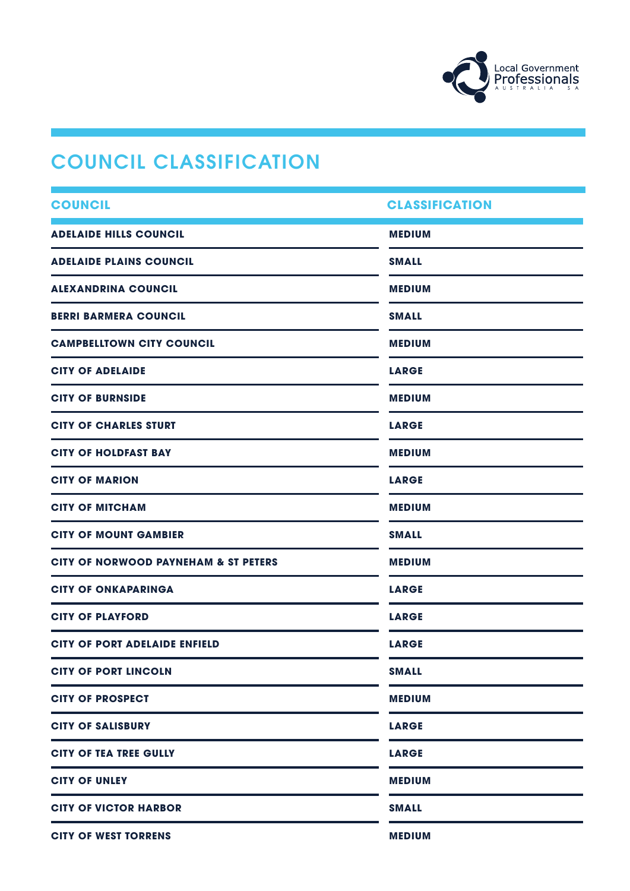# COUNCIL CLASSIFICATION

| COUNCIL | CLASSIFICATION |
|---|---|
| ADELAIDE HILLS COUNCIL | MEDIUM |
| ADELAIDE PLAINS COUNCIL | SMALL |
| ALEXANDRINA COUNCIL | MEDIUM |
| BERRI BARMERA COUNCIL | SMALL |
| CAMPBELLTOWN CITY COUNCIL | MEDIUM |
| CITY OF ADELAIDE | LARGE |
| CITY OF BURNSIDE | MEDIUM |
| CITY OF CHARLES STURT | LARGE |
| CITY OF HOLDFAST BAY | MEDIUM |
| CITY OF MARION | LARGE |
| CITY OF MITCHAM | MEDIUM |
| CITY OF MOUNT GAMBIER | SMALL |
| CITY OF NORWOOD PAYNEHAM & ST PETERS | MEDIUM |
| CITY OF ONKAPARINGA | LARGE |
| CITY OF PLAYFORD | LARGE |
| CITY OF PORT ADELAIDE ENFIELD | LARGE |
| CITY OF PORT LINCOLN | SMALL |
| CITY OF PROSPECT | MEDIUM |
| CITY OF SALISBURY | LARGE |
| CITY OF TEA TREE GULLY | LARGE |
| CITY OF UNLEY | MEDIUM |
| CITY OF VICTOR HARBOR | SMALL |
| CITY OF WEST TORRENS | MEDIUM |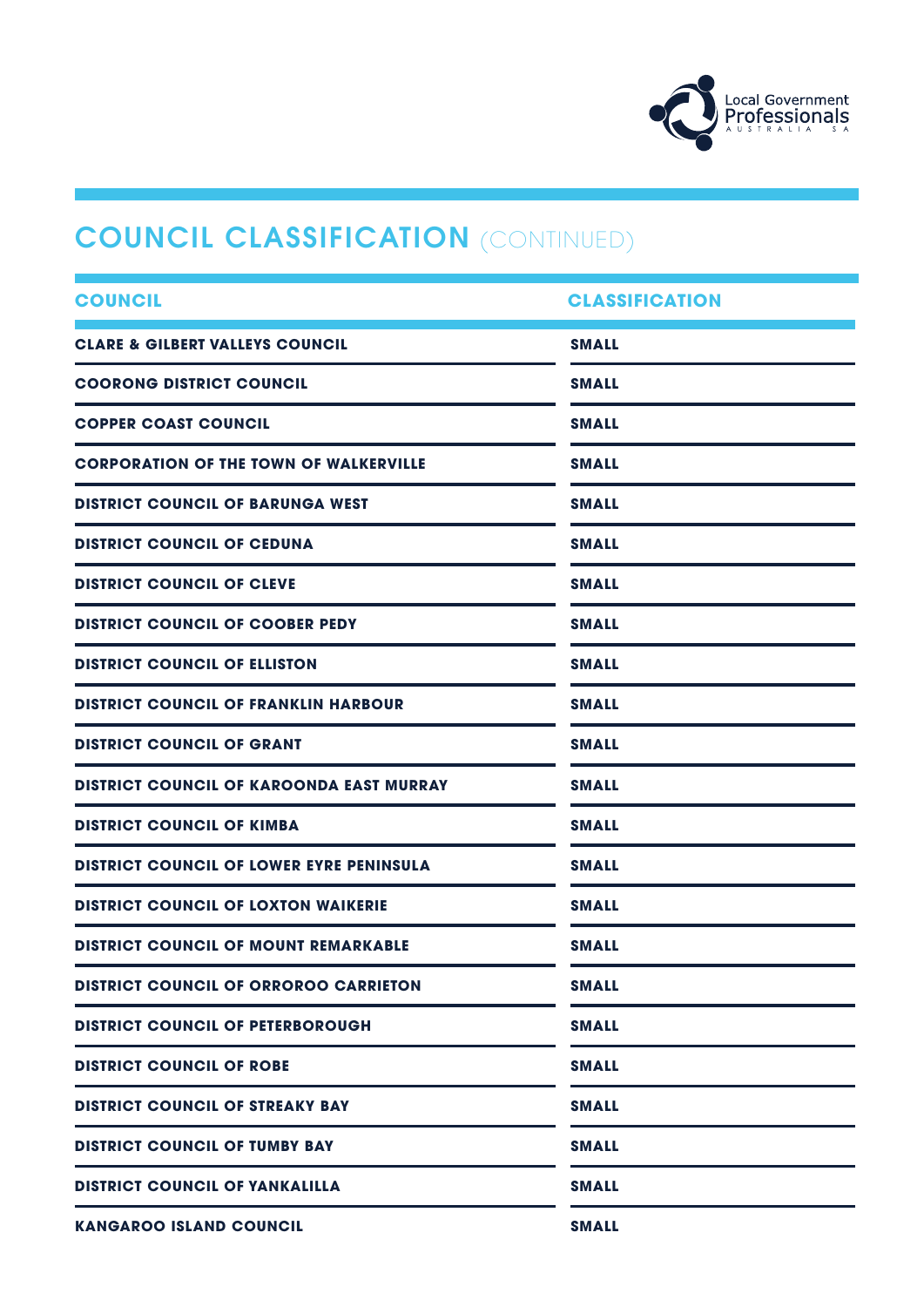## COUNCIL CLASSIFICATION (CONTINUED)

| COUNCIL | CLASSIFICATION |
|---|---|
| CLARE & GILBERT VALLEYS COUNCIL | SMALL |
| COORONG DISTRICT COUNCIL | SMALL |
| COPPER COAST COUNCIL | SMALL |
| CORPORATION OF THE TOWN OF WALKERVILLE | SMALL |
| DISTRICT COUNCIL OF BARUNGA WEST | SMALL |
| DISTRICT COUNCIL OF CEDUNA | SMALL |
| DISTRICT COUNCIL OF CLEVE | SMALL |
| DISTRICT COUNCIL OF COOBER PEDY | SMALL |
| DISTRICT COUNCIL OF ELLISTON | SMALL |
| DISTRICT COUNCIL OF FRANKLIN HARBOUR | SMALL |
| DISTRICT COUNCIL OF GRANT | SMALL |
| DISTRICT COUNCIL OF KAROONDA EAST MURRAY | SMALL |
| DISTRICT COUNCIL OF KIMBA | SMALL |
| DISTRICT COUNCIL OF LOWER EYRE PENINSULA | SMALL |
| DISTRICT COUNCIL OF LOXTON WAIKERIE | SMALL |
| DISTRICT COUNCIL OF MOUNT REMARKABLE | SMALL |
| DISTRICT COUNCIL OF ORROROO CARRIETON | SMALL |
| DISTRICT COUNCIL OF PETERBOROUGH | SMALL |
| DISTRICT COUNCIL OF ROBE | SMALL |
| DISTRICT COUNCIL OF STREAKY BAY | SMALL |
| DISTRICT COUNCIL OF TUMBY BAY | SMALL |
| DISTRICT COUNCIL OF YANKALILLA | SMALL |
| KANGAROO ISLAND COUNCIL | SMALL |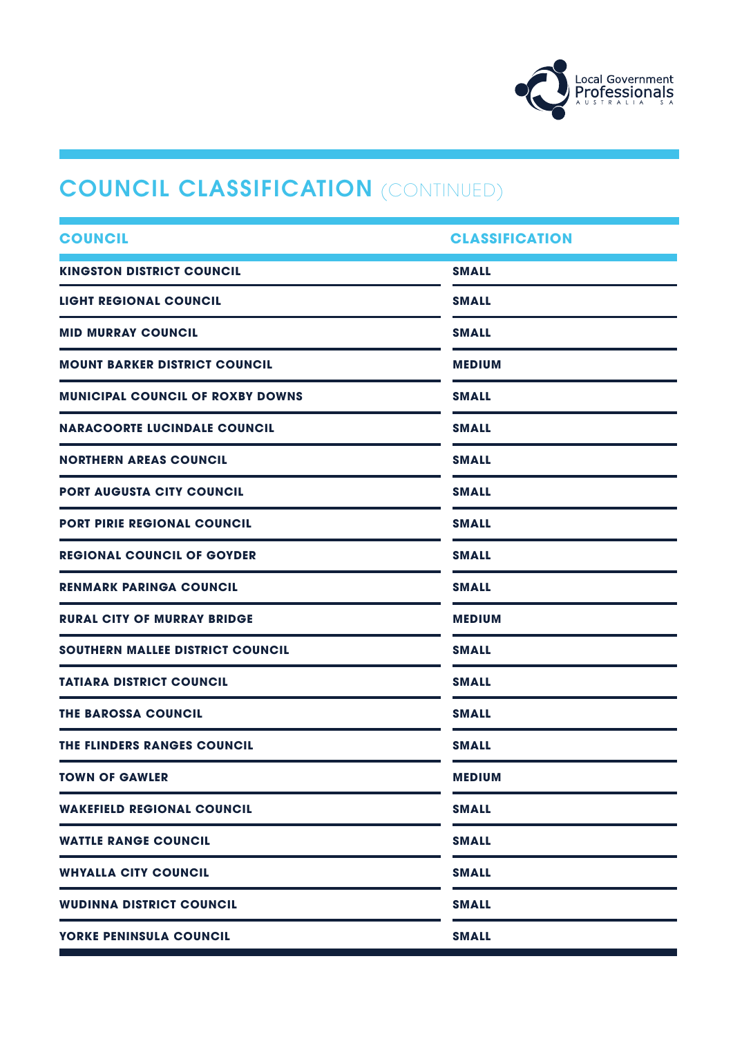## COUNCIL CLASSIFICATION (CONTINUED)

| COUNCIL | CLASSIFICATION |
|---|---|
| KINGSTON DISTRICT COUNCIL | SMALL |
| LIGHT REGIONAL COUNCIL | SMALL |
| MID MURRAY COUNCIL | SMALL |
| MOUNT BARKER DISTRICT COUNCIL | MEDIUM |
| MUNICIPAL COUNCIL OF ROXBY DOWNS | SMALL |
| NARACOORTE LUCINDALE COUNCIL | SMALL |
| NORTHERN AREAS COUNCIL | SMALL |
| PORT AUGUSTA CITY COUNCIL | SMALL |
| PORT PIRIE REGIONAL COUNCIL | SMALL |
| REGIONAL COUNCIL OF GOYDER | SMALL |
| RENMARK PARINGA COUNCIL | SMALL |
| RURAL CITY OF MURRAY BRIDGE | MEDIUM |
| SOUTHERN MALLEE DISTRICT COUNCIL | SMALL |
| TATIARA DISTRICT COUNCIL | SMALL |
| THE BAROSSA COUNCIL | SMALL |
| THE FLINDERS RANGES COUNCIL | SMALL |
| TOWN OF GAWLER | MEDIUM |
| WAKEFIELD REGIONAL COUNCIL | SMALL |
| WATTLE RANGE COUNCIL | SMALL |
| WHYALLA CITY COUNCIL | SMALL |
| WUDINNA DISTRICT COUNCIL | SMALL |
| YORKE PENINSULA COUNCIL | SMALL |